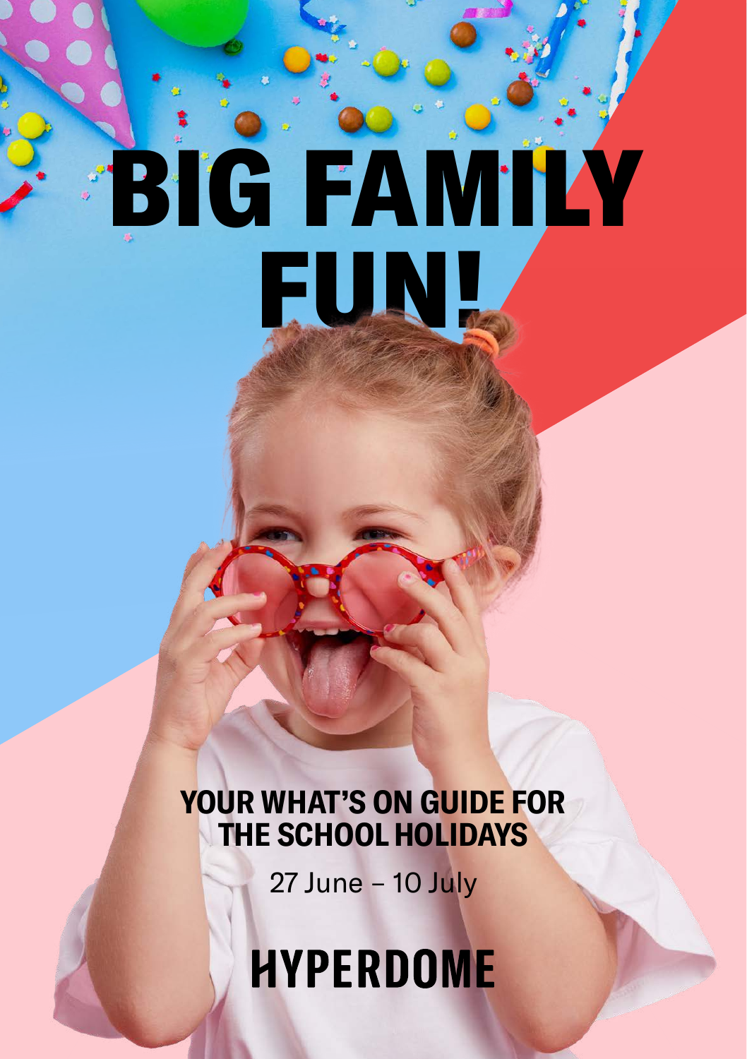# BIG FAMILY FUN!

## YOUR WHAT'S ON GUIDE FOR THE SCHOOL HOLIDAYS

27 June – 10 July

**HYPERDOME**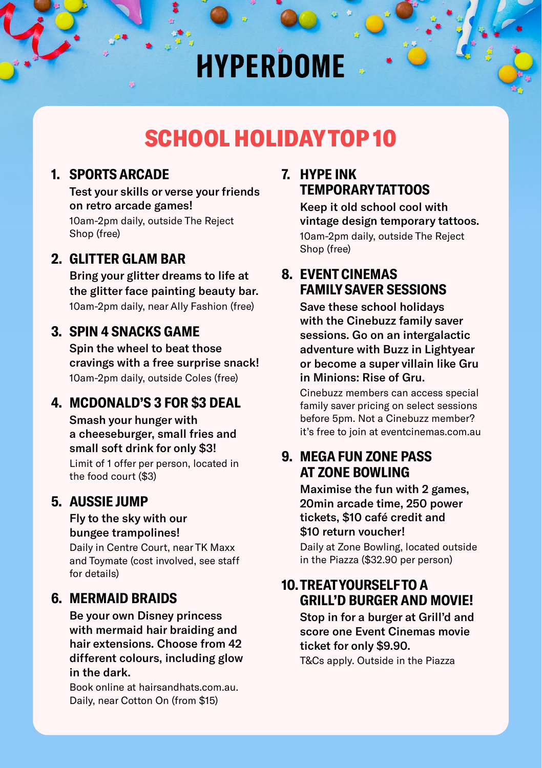# HYPERDOME

## SCHOOL HOLIDAY TOP 10

### 1. SPORTS ARCADE

**Test your skills or verse your friends on retro arcade games!**

10am-2pm daily, outside The Reject Shop (free)

### 2. GLITTER GLAM BAR

**Bring your glitter dreams to life at the glitter face painting beauty bar.**

10am-2pm daily, near Ally Fashion (free)

### 3. SPIN 4 SNACKS GAME

**Spin the wheel to beat those cravings with a free surprise snack!**

10am-2pm daily, outside Coles (free)

### 4. MCDONALD'S 3 FOR $3 DEAL

**Smash your hunger with a cheeseburger, small fries and small soft drink for only $3!**

Limit of 1 offer per person, located in the food court ($3)

### 5. AUSSIE JUMP

**Fly to the sky with our bungee trampolines!**

Daily in Centre Court, near TK Maxx and Toymate (cost involved, see staff for details)

### 6. MERMAID BRAIDS

**Be your own Disney princess with mermaid hair braiding and hair extensions. Choose from 42 different colours, including glow in the dark.**

Book online at hairsandhats.com.au. Daily, near Cotton On (from $15)

### 7. HYPE INK TEMPORARY TATTOOS

**Keep it old school cool with vintage design temporary tattoos.**

10am-2pm daily, outside The Reject Shop (free)

### 8. EVENT CINEMAS FAMILY SAVER SESSIONS

**Save these school holidays with the Cinebuzz family saver sessions. Go on an intergalactic adventure with Buzz in Lightyear or become a super villain like Gru in Minions: Rise of Gru.**

Cinebuzz members can access special family saver pricing on select sessions before 5pm. Not a Cinebuzz member? it's free to join at eventcinemas.com.au

### 9. MEGA FUN ZONE PASS AT ZONE BOWLING

**Maximise the fun with 2 games, 20min arcade time, 250 power tickets, $10 café credit and $10 return voucher!**

Daily at Zone Bowling, located outside in the Piazza ($32.90 per person)

### 10. TREAT YOURSELF TO A GRILL'D BURGER AND MOVIE!

**Stop in for a burger at Grill'd and score one Event Cinemas movie ticket for only $9.90.**

T&Cs apply. Outside in the Piazza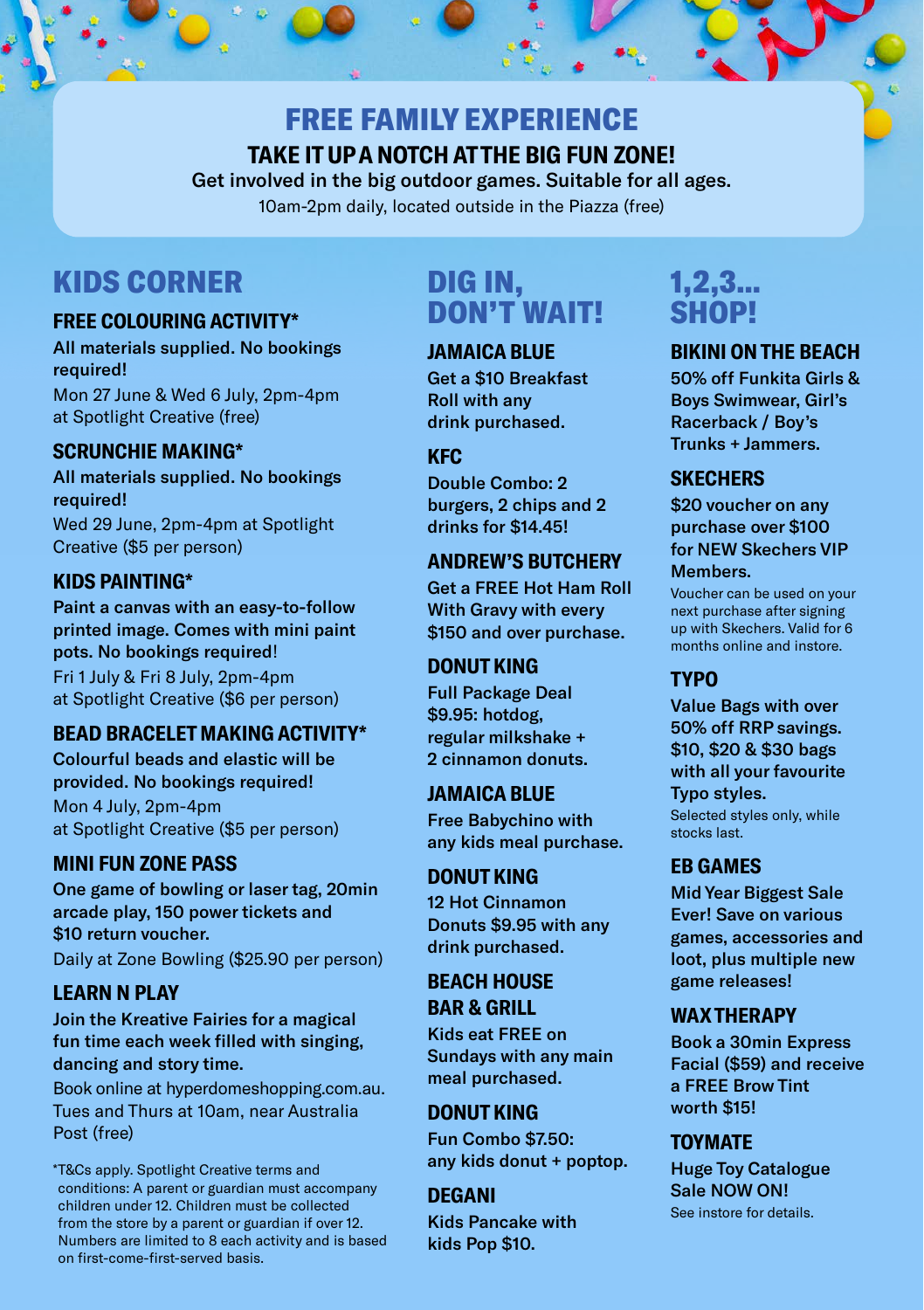# FREE FAMILY EXPERIENCE

## TAKE IT UP A NOTCH AT THE BIG FUN ZONE!

**Get involved in the big outdoor games. Suitable for all ages.**

10am-2pm daily, located outside in the Piazza (free)

## KIDS CORNER

### FREE COLOURING ACTIVITY*

**All materials supplied. No bookings required!**

Mon 27 June & Wed 6 July, 2pm-4pm at Spotlight Creative (free)

### SCRUNCHIE MAKING*

**All materials supplied. No bookings required!**

Wed 29 June, 2pm-4pm at Spotlight Creative ($5 per person)

### KIDS PAINTING*

**Paint a canvas with an easy-to-follow printed image. Comes with mini paint pots. No bookings required!**

Fri 1 July & Fri 8 July, 2pm-4pm at Spotlight Creative ($6 per person)

### BEAD BRACELET MAKING ACTIVITY*

**Colourful beads and elastic will be provided. No bookings required!**

Mon 4 July, 2pm-4pm at Spotlight Creative ($5 per person)

### MINI FUN ZONE PASS

**One game of bowling or laser tag, 20min arcade play, 150 power tickets and $10 return voucher.**

Daily at Zone Bowling ($25.90 per person)

### LEARN N PLAY

**Join the Kreative Fairies for a magical fun time each week filled with singing, dancing and story time.**

Book online at hyperdomeshopping.com.au. Tues and Thurs at 10am, near Australia Post (free)

*T&Cs apply. Spotlight Creative terms and conditions: A parent or guardian must accompany children under 12. Children must be collected from the store by a parent or guardian if over 12. Numbers are limited to 8 each activity and is based on first-come-first-served basis.

## DIG IN, DON'T WAIT!

### JAMAICA BLUE

**Get a $10 Breakfast Roll with any drink purchased.**

### KFC

**Double Combo: 2 burgers, 2 chips and 2 drinks for $14.45!**

### ANDREW'S BUTCHERY

**Get a FREE Hot Ham Roll With Gravy with every $150 and over purchase.**

### DONUT KING

**Full Package Deal $9.95: hotdog, regular milkshake + 2 cinnamon donuts.**

### JAMAICA BLUE

**Free Babychino with any kids meal purchase.**

### DONUT KING

**12 Hot Cinnamon Donuts $9.95 with any drink purchased.**

### BEACH HOUSE BAR & GRILL

**Kids eat FREE on Sundays with any main meal purchased.**

### DONUT KING

**Fun Combo $7.50: any kids donut + poptop.**

### DEGANI

**Kids Pancake with kids Pop $10.**

## 1,2,3... SHOP!

### BIKINI ON THE BEACH

**50% off Funkita Girls & Boys Swimwear, Girl's Racerback / Boy's Trunks + Jammers.**

### SKECHERS

**$20 voucher on any purchase over $100 for NEW Skechers VIP Members.**

Voucher can be used on your next purchase after signing up with Skechers. Valid for 6 months online and instore.

### TYPO

**Value Bags with over 50% off RRP savings. $10, $20 & $30 bags with all your favourite Typo styles.**

Selected styles only, while stocks last.

### EB GAMES

**Mid Year Biggest Sale Ever! Save on various games, accessories and loot, plus multiple new game releases!**

### WAX THERAPY

**Book a 30min Express Facial ($59) and receive a FREE Brow Tint worth $15!**

### TOYMATE

**Huge Toy Catalogue Sale NOW ON!**

See instore for details.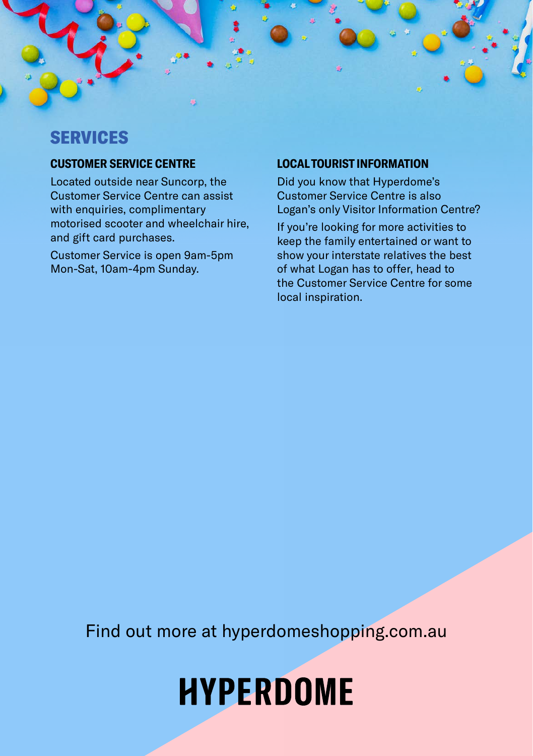## SERVICES

### CUSTOMER SERVICE CENTRE

Located outside near Suncorp, the Customer Service Centre can assist with enquiries, complimentary motorised scooter and wheelchair hire, and gift card purchases.

Customer Service is open 9am-5pm Mon-Sat, 10am-4pm Sunday.

### LOCAL TOURIST INFORMATION

Did you know that Hyperdome's Customer Service Centre is also Logan's only Visitor Information Centre?

If you're looking for more activities to keep the family entertained or want to show your interstate relatives the best of what Logan has to offer, head to the Customer Service Centre for some local inspiration.

Find out more at hyperdomeshopping.com.au

**HYPERDOME**